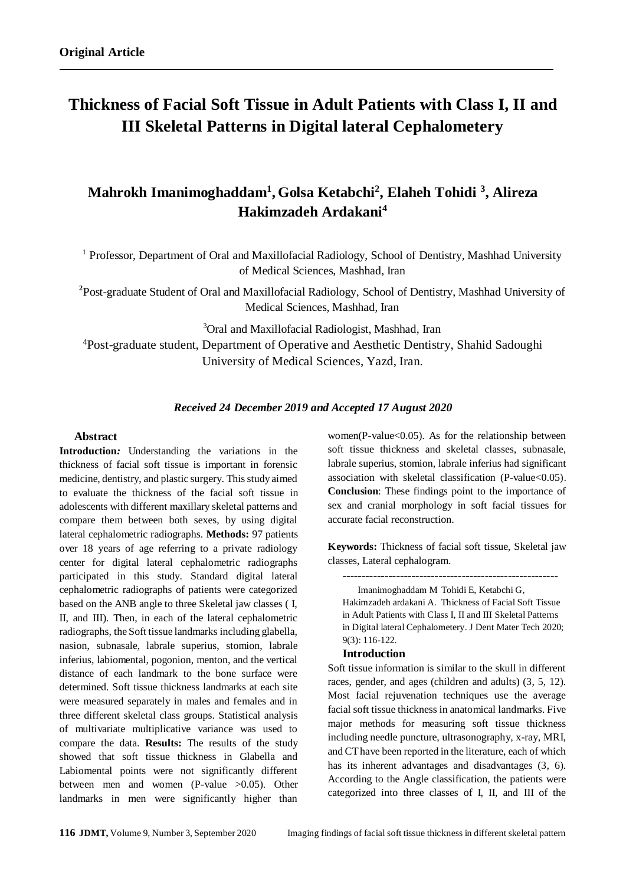**Original Article**

# Thickness of Facial Soft Tissue in Adult Patients with Class I, II and III Skeletal Patterns in Digital lateral Cephalometery

## Mahrokh Imanimoghaddam[1], Golsa Ketabchi[2], Elaheh Tohidi [3], Alireza Hakimzadeh Ardakani[4]

[1] Professor, Department of Oral and Maxillofacial Radiology, School of Dentistry, Mashhad University of Medical Sciences, Mashhad, Iran

[2]Post-graduate Student of Oral and Maxillofacial Radiology, School of Dentistry, Mashhad University of Medical Sciences, Mashhad, Iran

[3]Oral and Maxillofacial Radiologist, Mashhad, Iran

[4]Post-graduate student, Department of Operative and Aesthetic Dentistry, Shahid Sadoughi University of Medical Sciences, Yazd, Iran.

***Received 24 December 2019 and Accepted 17 August 2020***

### Abstract

**Introduction*:*** Understanding the variations in the thickness of facial soft tissue is important in forensic medicine, dentistry, and plastic surgery. This study aimed to evaluate the thickness of the facial soft tissue in adolescents with different maxillary skeletal patterns and compare them between both sexes, by using digital lateral cephalometric radiographs. **Methods:** 97 patients over 18 years of age referring to a private radiology center for digital lateral cephalometric radiographs participated in this study. Standard digital lateral cephalometric radiographs of patients were categorized based on the ANB angle to three Skeletal jaw classes ( I, II, and III). Then, in each of the lateral cephalometric radiographs, the Soft tissue landmarks including glabella, nasion, subnasale, labrale superius, stomion, labrale inferius, labiomental, pogonion, menton, and the vertical distance of each landmark to the bone surface were determined. Soft tissue thickness landmarks at each site were measured separately in males and females and in three different skeletal class groups. Statistical analysis of multivariate multiplicative variance was used to compare the data. **Results:** The results of the study showed that soft tissue thickness in Glabella and Labiomental points were not significantly different between men and women (P-value >0.05). Other landmarks in men were significantly higher than women(P-value<0.05). As for the relationship between soft tissue thickness and skeletal classes, subnasale, labrale superius, stomion, labrale inferius had significant association with skeletal classification (P-value<0.05). **Conclusion**: These findings point to the importance of sex and cranial morphology in soft facial tissues for accurate facial reconstruction.

**Keywords:** Thickness of facial soft tissue, Skeletal jaw classes, Lateral cephalogram.

---

Imanimoghaddam M Tohidi E, Ketabchi G, Hakimzadeh ardakani A. Thickness of Facial Soft Tissue in Adult Patients with Class I, II and III Skeletal Patterns in Digital lateral Cephalometery. J Dent Mater Tech 2020; 9(3): 116-122.

### Introduction

Soft tissue information is similar to the skull in different races, gender, and ages (children and adults) (3, 5, 12). Most facial rejuvenation techniques use the average facial soft tissue thickness in anatomical landmarks. Five major methods for measuring soft tissue thickness including needle puncture, ultrasonography, x-ray, MRI, and CT have been reported in the literature, each of which has its inherent advantages and disadvantages (3, 6). According to the Angle classification, the patients were categorized into three classes of I, II, and III of the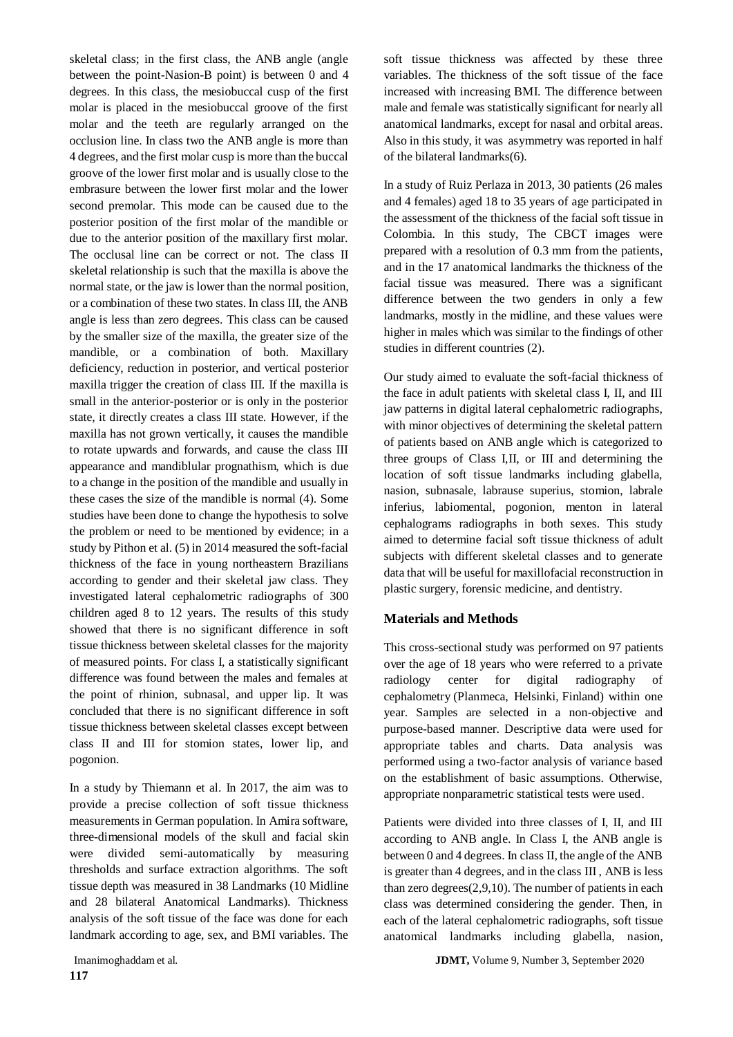skeletal class; in the first class, the ANB angle (angle between the point-Nasion-B point) is between 0 and 4 degrees. In this class, the mesiobuccal cusp of the first molar is placed in the mesiobuccal groove of the first molar and the teeth are regularly arranged on the occlusion line. In class two the ANB angle is more than 4 degrees, and the first molar cusp is more than the buccal groove of the lower first molar and is usually close to the embrasure between the lower first molar and the lower second premolar. This mode can be caused due to the posterior position of the first molar of the mandible or due to the anterior position of the maxillary first molar. The occlusal line can be correct or not. The class II skeletal relationship is such that the maxilla is above the normal state, or the jaw is lower than the normal position, or a combination of these two states. In class III, the ANB angle is less than zero degrees. This class can be caused by the smaller size of the maxilla, the greater size of the mandible, or a combination of both. Maxillary deficiency, reduction in posterior, and vertical posterior maxilla trigger the creation of class III. If the maxilla is small in the anterior-posterior or is only in the posterior state, it directly creates a class III state. However, if the maxilla has not grown vertically, it causes the mandible to rotate upwards and forwards, and cause the class III appearance and mandiblular prognathism, which is due to a change in the position of the mandible and usually in these cases the size of the mandible is normal (4). Some studies have been done to change the hypothesis to solve the problem or need to be mentioned by evidence; in a study by Pithon et al. (5) in 2014 measured the soft-facial thickness of the face in young northeastern Brazilians according to gender and their skeletal jaw class. They investigated lateral cephalometric radiographs of 300 children aged 8 to 12 years. The results of this study showed that there is no significant difference in soft tissue thickness between skeletal classes for the majority of measured points. For class I, a statistically significant difference was found between the males and females at the point of rhinion, subnasal, and upper lip. It was concluded that there is no significant difference in soft tissue thickness between skeletal classes except between class II and III for stomion states, lower lip, and pogonion.

In a study by Thiemann et al. In 2017, the aim was to provide a precise collection of soft tissue thickness measurements in German population. In Amira software, three-dimensional models of the skull and facial skin were divided semi-automatically by measuring thresholds and surface extraction algorithms. The soft tissue depth was measured in 38 Landmarks (10 Midline and 28 bilateral Anatomical Landmarks). Thickness analysis of the soft tissue of the face was done for each landmark according to age, sex, and BMI variables. The soft tissue thickness was affected by these three variables. The thickness of the soft tissue of the face increased with increasing BMI. The difference between male and female was statistically significant for nearly all anatomical landmarks, except for nasal and orbital areas. Also in this study, it was asymmetry was reported in half of the bilateral landmarks(6).

In a study of Ruiz Perlaza in 2013, 30 patients (26 males and 4 females) aged 18 to 35 years of age participated in the assessment of the thickness of the facial soft tissue in Colombia. In this study, The CBCT images were prepared with a resolution of 0.3 mm from the patients, and in the 17 anatomical landmarks the thickness of the facial tissue was measured. There was a significant difference between the two genders in only a few landmarks, mostly in the midline, and these values were higher in males which was similar to the findings of other studies in different countries (2).

Our study aimed to evaluate the soft-facial thickness of the face in adult patients with skeletal class I, II, and III jaw patterns in digital lateral cephalometric radiographs, with minor objectives of determining the skeletal pattern of patients based on ANB angle which is categorized to three groups of Class I,II, or III and determining the location of soft tissue landmarks including glabella, nasion, subnasale, labrause superius, stomion, labrale inferius, labiomental, pogonion, menton in lateral cephalograms radiographs in both sexes. This study aimed to determine facial soft tissue thickness of adult subjects with different skeletal classes and to generate data that will be useful for maxillofacial reconstruction in plastic surgery, forensic medicine, and dentistry.

## Materials and Methods

This cross-sectional study was performed on 97 patients over the age of 18 years who were referred to a private radiology center for digital radiography of cephalometry (Planmeca, Helsinki, Finland) within one year. Samples are selected in a non-objective and purpose-based manner. Descriptive data were used for appropriate tables and charts. Data analysis was performed using a two-factor analysis of variance based on the establishment of basic assumptions. Otherwise, appropriate nonparametric statistical tests were used.

Patients were divided into three classes of I, II, and III according to ANB angle. In Class I, the ANB angle is between 0 and 4 degrees. In class II, the angle of the ANB is greater than 4 degrees, and in the class III , ANB is less than zero degrees(2,9,10). The number of patients in each class was determined considering the gender. Then, in each of the lateral cephalometric radiographs, soft tissue anatomical landmarks including glabella, nasion,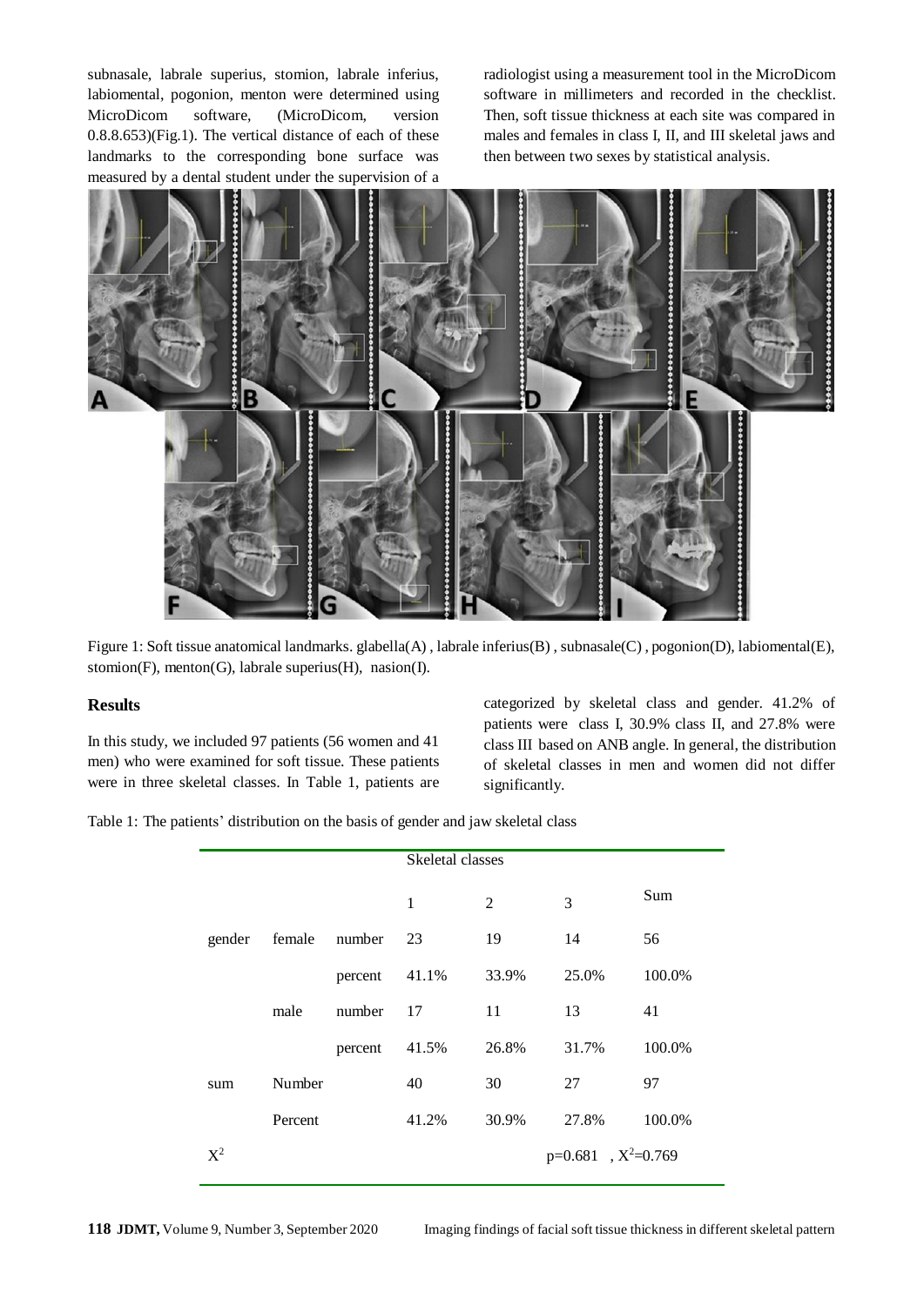subnasale, labrale superius, stomion, labrale inferius, labiomental, pogonion, menton were determined using MicroDicom software, (MicroDicom, version 0.8.8.653)(Fig.1). The vertical distance of each of these landmarks to the corresponding bone surface was measured by a dental student under the supervision of a radiologist using a measurement tool in the MicroDicom software in millimeters and recorded in the checklist. Then, soft tissue thickness at each site was compared in males and females in class I, II, and III skeletal jaws and then between two sexes by statistical analysis.

Figure 1: Soft tissue anatomical landmarks. glabella(A) , labrale inferius(B) , subnasale(C) , pogonion(D), labiomental(E), stomion(F), menton(G), labrale superius(H), nasion(I).

## Results

In this study, we included 97 patients (56 women and 41 men) who were examined for soft tissue. These patients were in three skeletal classes. In Table 1, patients are categorized by skeletal class and gender. 41.2% of patients were class I, 30.9% class II, and 27.8% were class III based on ANB angle. In general, the distribution of skeletal classes in men and women did not differ significantly.

Table 1: The patients' distribution on the basis of gender and jaw skeletal class

| | | | Skeletal classes | | | |
|---|---|---|---|---|---|---|
| | | | 1 | 2 | 3 | Sum |
| gender | female | number | 23 | 19 | 14 | 56 |
| | | percent | 41.1% | 33.9% | 25.0% | 100.0% |
| | male | number | 17 | 11 | 13 | 41 |
| | | percent | 41.5% | 26.8% | 31.7% | 100.0% |
| sum | Number | | 40 | 30 | 27 | 97 |
| | Percent | | 41.2% | 30.9% | 27.8% | 100.0% |
| $X^2$ | | | | | $p=0.681$ , $X^2=0.769$ | |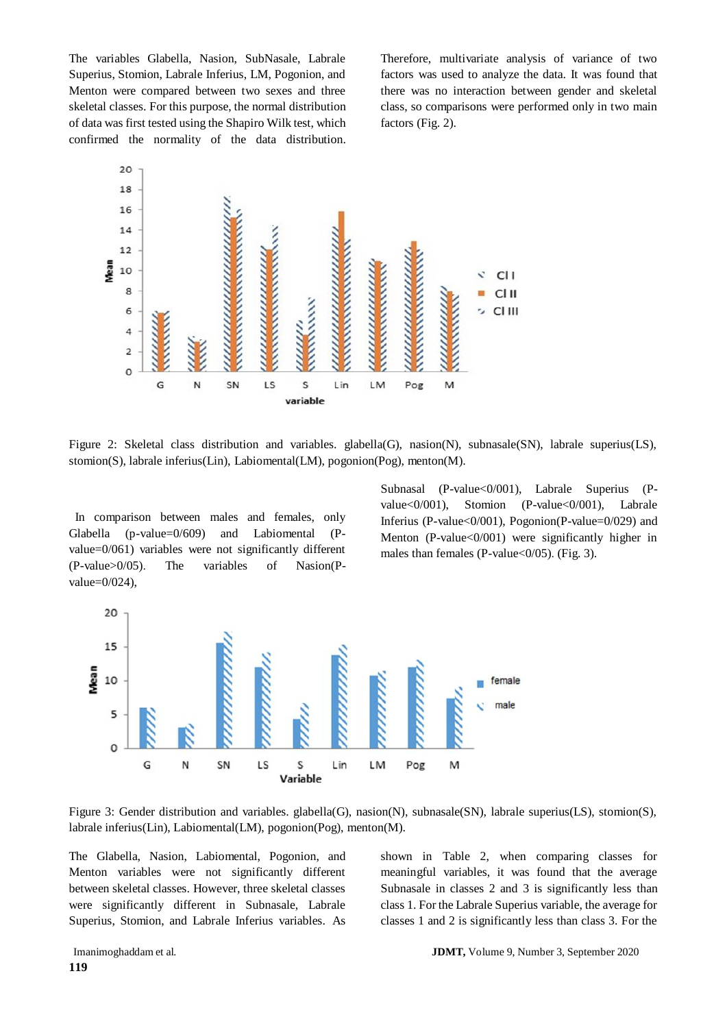The variables Glabella, Nasion, SubNasale, Labrale Superius, Stomion, Labrale Inferius, LM, Pogonion, and Menton were compared between two sexes and three skeletal classes. For this purpose, the normal distribution of data was first tested using the Shapiro Wilk test, which confirmed the normality of the data distribution. Therefore, multivariate analysis of variance of two factors was used to analyze the data. It was found that there was no interaction between gender and skeletal class, so comparisons were performed only in two main factors (Fig. 2).

Figure 2: Skeletal class distribution and variables. glabella(G), nasion(N), subnasale(SN), labrale superius(LS), stomion(S), labrale inferius(Lin), Labiomental(LM), pogonion(Pog), menton(M).

In comparison between males and females, only Glabella (p-value=0/609) and Labiomental (P-value=0/061) variables were not significantly different (P-value>0/05). The variables of Nasion(P-value=0/024), Subnasal (P-value<0/001), Labrale Superius (P-value<0/001), Stomion (P-value<0/001), Labrale Inferius (P-value<0/001), Pogonion(P-value=0/029) and Menton (P-value<0/001) were significantly higher in males than females (P-value<0/05). (Fig. 3).

Figure 3: Gender distribution and variables. glabella(G), nasion(N), subnasale(SN), labrale superius(LS), stomion(S), labrale inferius(Lin), Labiomental(LM), pogonion(Pog), menton(M).

The Glabella, Nasion, Labiomental, Pogonion, and Menton variables were not significantly different between skeletal classes. However, three skeletal classes were significantly different in Subnasale, Labrale Superius, Stomion, and Labrale Inferius variables. As shown in Table 2, when comparing classes for meaningful variables, it was found that the average Subnasale in classes 2 and 3 is significantly less than class 1. For the Labrale Superius variable, the average for classes 1 and 2 is significantly less than class 3. For the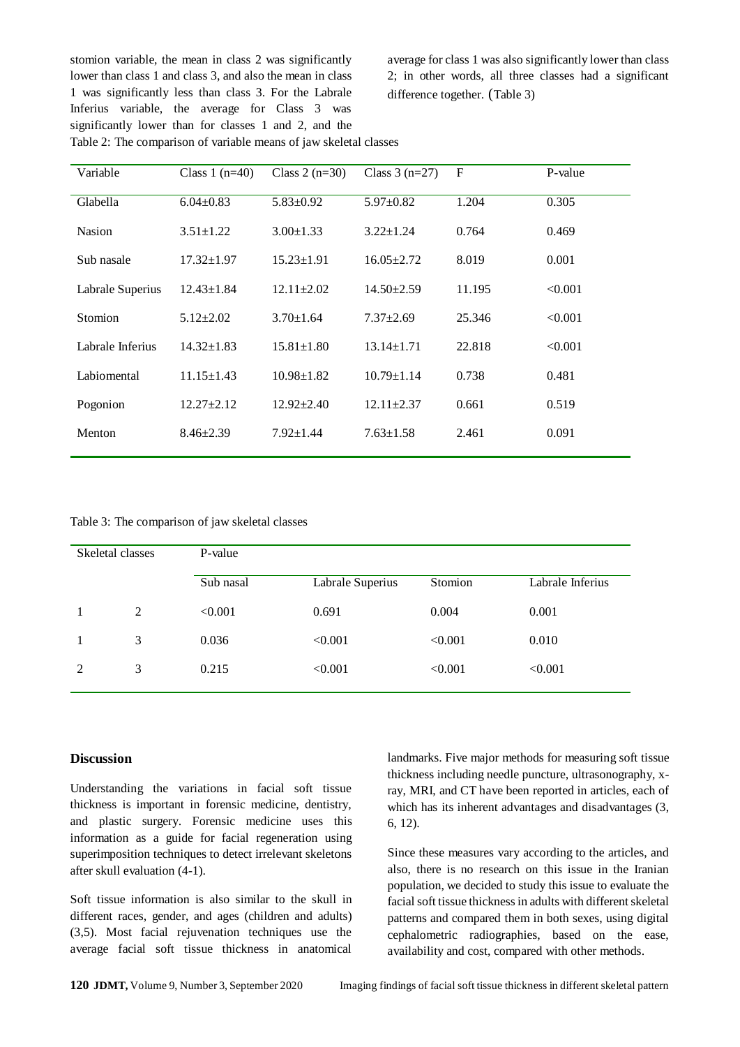stomion variable, the mean in class 2 was significantly lower than class 1 and class 3, and also the mean in class 1 was significantly less than class 3. For the Labrale Inferius variable, the average for Class 3 was significantly lower than for classes 1 and 2, and the average for class 1 was also significantly lower than class 2; in other words, all three classes had a significant difference together. (Table 3)

Table 2: The comparison of variable means of jaw skeletal classes

| Variable | Class 1 (n=40) | Class 2 (n=30) | Class 3 (n=27) | F | P-value |
|---|---|---|---|---|---|
| Glabella | 6.04±0.83 | 5.83±0.92 | 5.97±0.82 | 1.204 | 0.305 |
| Nasion | 3.51±1.22 | 3.00±1.33 | 3.22±1.24 | 0.764 | 0.469 |
| Sub nasale | 17.32±1.97 | 15.23±1.91 | 16.05±2.72 | 8.019 | 0.001 |
| Labrale Superius | 12.43±1.84 | 12.11±2.02 | 14.50±2.59 | 11.195 | <0.001 |
| Stomion | 5.12±2.02 | 3.70±1.64 | 7.37±2.69 | 25.346 | <0.001 |
| Labrale Inferius | 14.32±1.83 | 15.81±1.80 | 13.14±1.71 | 22.818 | <0.001 |
| Labiomental | 11.15±1.43 | 10.98±1.82 | 10.79±1.14 | 0.738 | 0.481 |
| Pogonion | 12.27±2.12 | 12.92±2.40 | 12.11±2.37 | 0.661 | 0.519 |
| Menton | 8.46±2.39 | 7.92±1.44 | 7.63±1.58 | 2.461 | 0.091 |

Table 3: The comparison of jaw skeletal classes

| Skeletal classes | | P-value | | | |
|---|---|---|---|---|---|
| | | Sub nasal | Labrale Superius | Stomion | Labrale Inferius |
| 1 | 2 | <0.001 | 0.691 | 0.004 | 0.001 |
| 1 | 3 | 0.036 | <0.001 | <0.001 | 0.010 |
| 2 | 3 | 0.215 | <0.001 | <0.001 | <0.001 |

## Discussion

Understanding the variations in facial soft tissue thickness is important in forensic medicine, dentistry, and plastic surgery. Forensic medicine uses this information as a guide for facial regeneration using superimposition techniques to detect irrelevant skeletons after skull evaluation (4-1).

Soft tissue information is also similar to the skull in different races, gender, and ages (children and adults) (3,5). Most facial rejuvenation techniques use the average facial soft tissue thickness in anatomical landmarks. Five major methods for measuring soft tissue thickness including needle puncture, ultrasonography, x-ray, MRI, and CT have been reported in articles, each of which has its inherent advantages and disadvantages (3, 6, 12).

Since these measures vary according to the articles, and also, there is no research on this issue in the Iranian population, we decided to study this issue to evaluate the facial soft tissue thickness in adults with different skeletal patterns and compared them in both sexes, using digital cephalometric radiographies, based on the ease, availability and cost, compared with other methods.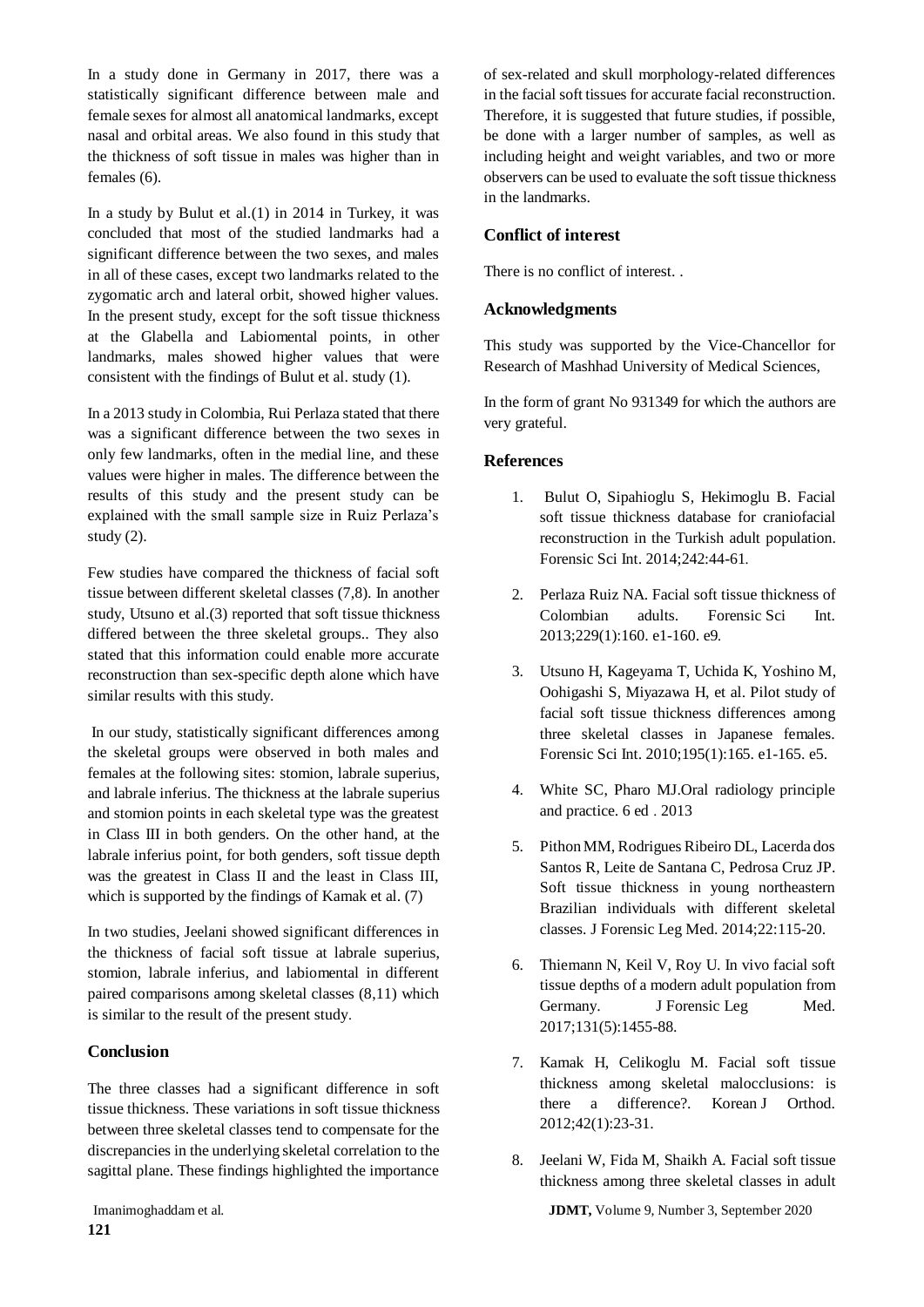In a study done in Germany in 2017, there was a statistically significant difference between male and female sexes for almost all anatomical landmarks, except nasal and orbital areas. We also found in this study that the thickness of soft tissue in males was higher than in females (6).

In a study by Bulut et al.(1) in 2014 in Turkey, it was concluded that most of the studied landmarks had a significant difference between the two sexes, and males in all of these cases, except two landmarks related to the zygomatic arch and lateral orbit, showed higher values. In the present study, except for the soft tissue thickness at the Glabella and Labiomental points, in other landmarks, males showed higher values that were consistent with the findings of Bulut et al. study (1).

In a 2013 study in Colombia, Rui Perlaza stated that there was a significant difference between the two sexes in only few landmarks, often in the medial line, and these values were higher in males. The difference between the results of this study and the present study can be explained with the small sample size in Ruiz Perlaza's study (2).

Few studies have compared the thickness of facial soft tissue between different skeletal classes (7,8). In another study, Utsuno et al.(3) reported that soft tissue thickness differed between the three skeletal groups.. They also stated that this information could enable more accurate reconstruction than sex-specific depth alone which have similar results with this study.

In our study, statistically significant differences among the skeletal groups were observed in both males and females at the following sites: stomion, labrale superius, and labrale inferius. The thickness at the labrale superius and stomion points in each skeletal type was the greatest in Class III in both genders. On the other hand, at the labrale inferius point, for both genders, soft tissue depth was the greatest in Class II and the least in Class III, which is supported by the findings of Kamak et al. (7)

In two studies, Jeelani showed significant differences in the thickness of facial soft tissue at labrale superius, stomion, labrale inferius, and labiomental in different paired comparisons among skeletal classes (8,11) which is similar to the result of the present study.

## Conclusion

The three classes had a significant difference in soft tissue thickness. These variations in soft tissue thickness between three skeletal classes tend to compensate for the discrepancies in the underlying skeletal correlation to the sagittal plane. These findings highlighted the importance of sex-related and skull morphology-related differences in the facial soft tissues for accurate facial reconstruction. Therefore, it is suggested that future studies, if possible, be done with a larger number of samples, as well as including height and weight variables, and two or more observers can be used to evaluate the soft tissue thickness in the landmarks.

## Conflict of interest

There is no conflict of interest. .

## Acknowledgments

This study was supported by the Vice-Chancellor for Research of Mashhad University of Medical Sciences,

In the form of grant No 931349 for which the authors are very grateful.

## References

1. Bulut O, Sipahioglu S, Hekimoglu B. Facial soft tissue thickness database for craniofacial reconstruction in the Turkish adult population. Forensic Sci Int. 2014;242:44-61.
2. Perlaza Ruiz NA. Facial soft tissue thickness of Colombian adults. Forensic Sci Int. 2013;229(1):160. e1-160. e9.
3. Utsuno H, Kageyama T, Uchida K, Yoshino M, Oohigashi S, Miyazawa H, et al. Pilot study of facial soft tissue thickness differences among three skeletal classes in Japanese females. Forensic Sci Int. 2010;195(1):165. e1-165. e5.
4. White SC, Pharo MJ.Oral radiology principle and practice. 6 ed . 2013
5. Pithon MM, Rodrigues Ribeiro DL, Lacerda dos Santos R, Leite de Santana C, Pedrosa Cruz JP. Soft tissue thickness in young northeastern Brazilian individuals with different skeletal classes. J Forensic Leg Med. 2014;22:115-20.
6. Thiemann N, Keil V, Roy U. In vivo facial soft tissue depths of a modern adult population from Germany. J Forensic Leg Med. 2017;131(5):1455-88.
7. Kamak H, Celikoglu M. Facial soft tissue thickness among skeletal malocclusions: is there a difference?. Korean J Orthod. 2012;42(1):23-31.
8. Jeelani W, Fida M, Shaikh A. Facial soft tissue thickness among three skeletal classes in adult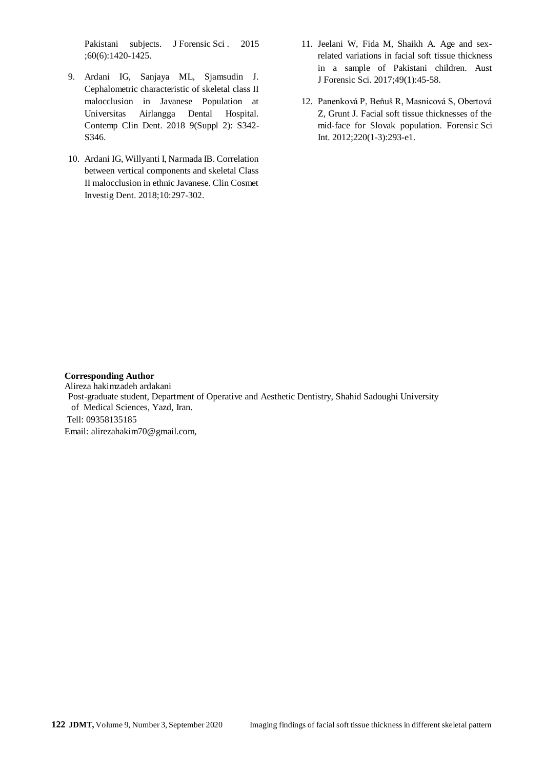Pakistani subjects. J Forensic Sci . 2015 ;60(6):1420-1425.

9. Ardani IG, Sanjaya ML, Sjamsudin J. Cephalometric characteristic of skeletal class II malocclusion in Javanese Population at Universitas Airlangga Dental Hospital. Contemp Clin Dent. 2018 9(Suppl 2): S342-S346.

10. Ardani IG, Willyanti I, Narmada IB. Correlation between vertical components and skeletal Class II malocclusion in ethnic Javanese. Clin Cosmet Investig Dent. 2018;10:297-302.

11. Jeelani W, Fida M, Shaikh A. Age and sex-related variations in facial soft tissue thickness in a sample of Pakistani children. Aust J Forensic Sci. 2017;49(1):45-58.

12. Panenková P, Beňuš R, Masnicová S, Obertová Z, Grunt J. Facial soft tissue thicknesses of the mid-face for Slovak population. Forensic Sci Int. 2012;220(1-3):293-e1.

**Corresponding Author**

Alireza hakimzadeh ardakani

Post-graduate student, Department of Operative and Aesthetic Dentistry, Shahid Sadoughi University of Medical Sciences, Yazd, Iran.

Tell: 09358135185

Email: alirezahakim70@gmail.com,